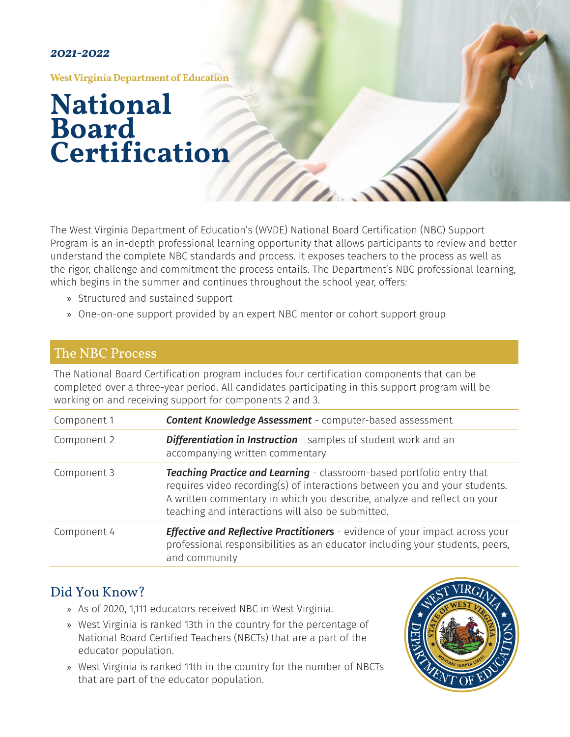***2021-2022***

**West Virginia Department of Education**

# National Board Certification

The West Virginia Department of Education's (WVDE) National Board Certification (NBC) Support Program is an in-depth professional learning opportunity that allows participants to review and better understand the complete NBC standards and process. It exposes teachers to the process as well as the rigor, challenge and commitment the process entails. The Department's NBC professional learning, which begins in the summer and continues throughout the school year, offers:

- Structured and sustained support
- One-on-one support provided by an expert NBC mentor or cohort support group

## The NBC Process

The National Board Certification program includes four certification components that can be completed over a three-year period. All candidates participating in this support program will be working on and receiving support for components 2 and 3.

| | |
|---|---|
| Component 1 | ***Content Knowledge Assessment*** - computer-based assessment |
| Component 2 | ***Differentiation in Instruction*** - samples of student work and an accompanying written commentary |
| Component 3 | ***Teaching Practice and Learning*** - classroom-based portfolio entry that requires video recording(s) of interactions between you and your students. A written commentary in which you describe, analyze and reflect on your teaching and interactions will also be submitted. |
| Component 4 | ***Effective and Reflective Practitioners*** - evidence of your impact across your professional responsibilities as an educator including your students, peers, and community |

## Did You Know?

- As of 2020, 1,111 educators received NBC in West Virginia.
- West Virginia is ranked 13th in the country for the percentage of National Board Certified Teachers (NBCTs) that are a part of the educator population.
- West Virginia is ranked 11th in the country for the number of NBCTs that are part of the educator population.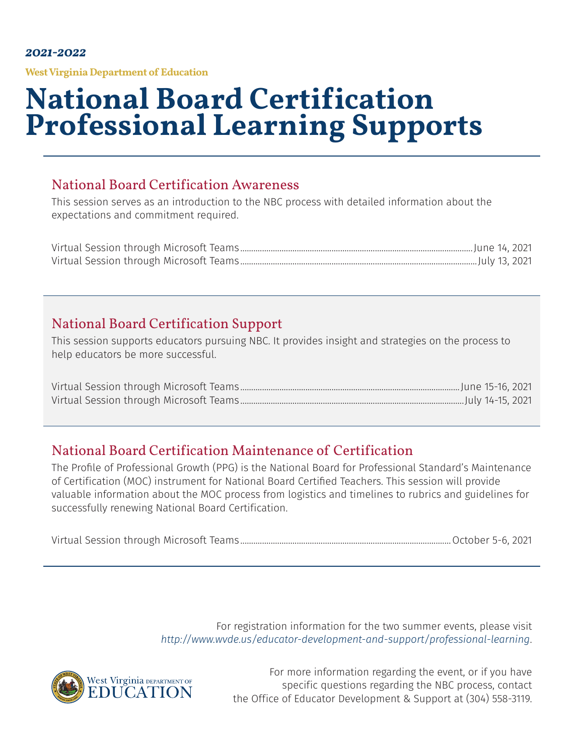*2021-2022*

**West Virginia Department of Education**

# National Board Certification Professional Learning Supports

## National Board Certification Awareness

This session serves as an introduction to the NBC process with detailed information about the expectations and commitment required.

Virtual Session through Microsoft Teams.......June 14, 2021
Virtual Session through Microsoft Teams.......July 13, 2021

## National Board Certification Support

This session supports educators pursuing NBC. It provides insight and strategies on the process to help educators be more successful.

Virtual Session through Microsoft Teams.......June 15-16, 2021
Virtual Session through Microsoft Teams.......July 14-15, 2021

## National Board Certification Maintenance of Certification

The Profile of Professional Growth (PPG) is the National Board for Professional Standard's Maintenance of Certification (MOC) instrument for National Board Certified Teachers. This session will provide valuable information about the MOC process from logistics and timelines to rubrics and guidelines for successfully renewing National Board Certification.

Virtual Session through Microsoft Teams.......October 5-6, 2021

For registration information for the two summer events, please visit *http://www.wvde.us/educator-development-and-support/professional-learning*.

West Virginia DEPARTMENT OF EDUCATION

For more information regarding the event, or if you have specific questions regarding the NBC process, contact the Office of Educator Development & Support at (304) 558-3119.